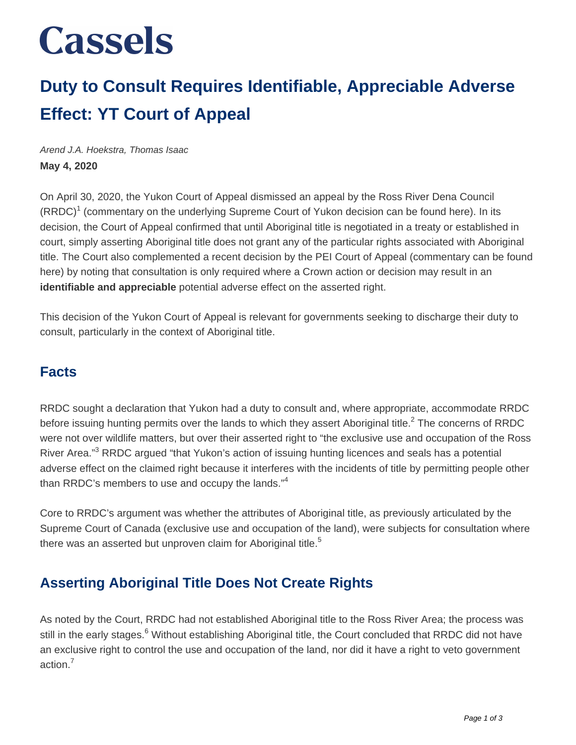# Cassels

## Duty to Consult Requires Identifiable, Appreciable Adverse Effect: YT Court of Appeal

*Arend J.A. Hoekstra, Thomas Isaac*

**May 4, 2020**

On April 30, 2020, the Yukon Court of Appeal dismissed an appeal by the Ross River Dena Council (RRDC)[1] (commentary on the underlying Supreme Court of Yukon decision can be found here). In its decision, the Court of Appeal confirmed that until Aboriginal title is negotiated in a treaty or established in court, simply asserting Aboriginal title does not grant any of the particular rights associated with Aboriginal title. The Court also complemented a recent decision by the PEI Court of Appeal (commentary can be found here) by noting that consultation is only required where a Crown action or decision may result in an **identifiable and appreciable** potential adverse effect on the asserted right.

This decision of the Yukon Court of Appeal is relevant for governments seeking to discharge their duty to consult, particularly in the context of Aboriginal title.

### Facts

RRDC sought a declaration that Yukon had a duty to consult and, where appropriate, accommodate RRDC before issuing hunting permits over the lands to which they assert Aboriginal title.[2] The concerns of RRDC were not over wildlife matters, but over their asserted right to "the exclusive use and occupation of the Ross River Area."[3] RRDC argued "that Yukon's action of issuing hunting licences and seals has a potential adverse effect on the claimed right because it interferes with the incidents of title by permitting people other than RRDC's members to use and occupy the lands."[4]

Core to RRDC's argument was whether the attributes of Aboriginal title, as previously articulated by the Supreme Court of Canada (exclusive use and occupation of the land), were subjects for consultation where there was an asserted but unproven claim for Aboriginal title.[5]

### Asserting Aboriginal Title Does Not Create Rights

As noted by the Court, RRDC had not established Aboriginal title to the Ross River Area; the process was still in the early stages.[6] Without establishing Aboriginal title, the Court concluded that RRDC did not have an exclusive right to control the use and occupation of the land, nor did it have a right to veto government action.[7]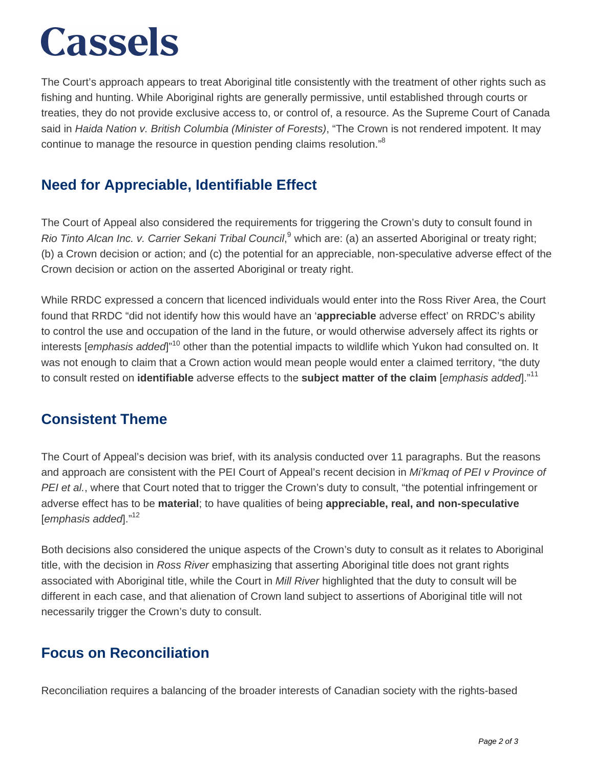The Court's approach appears to treat Aboriginal title consistently with the treatment of other rights such as fishing and hunting. While Aboriginal rights are generally permissive, until established through courts or treaties, they do not provide exclusive access to, or control of, a resource. As the Supreme Court of Canada said in *Haida Nation v. British Columbia (Minister of Forests)*, "The Crown is not rendered impotent. It may continue to manage the resource in question pending claims resolution."[8]

## Need for Appreciable, Identifiable Effect

The Court of Appeal also considered the requirements for triggering the Crown's duty to consult found in *Rio Tinto Alcan Inc. v. Carrier Sekani Tribal Council*,[9] which are: (a) an asserted Aboriginal or treaty right; (b) a Crown decision or action; and (c) the potential for an appreciable, non-speculative adverse effect of the Crown decision or action on the asserted Aboriginal or treaty right.

While RRDC expressed a concern that licenced individuals would enter into the Ross River Area, the Court found that RRDC "did not identify how this would have an '**appreciable** adverse effect' on RRDC's ability to control the use and occupation of the land in the future, or would otherwise adversely affect its rights or interests [*emphasis added*]"[10] other than the potential impacts to wildlife which Yukon had consulted on. It was not enough to claim that a Crown action would mean people would enter a claimed territory, "the duty to consult rested on **identifiable** adverse effects to the **subject matter of the claim** [*emphasis added*]."[11]

## Consistent Theme

The Court of Appeal's decision was brief, with its analysis conducted over 11 paragraphs. But the reasons and approach are consistent with the PEI Court of Appeal's recent decision in *Mi'kmaq of PEI v Province of PEI et al.*, where that Court noted that to trigger the Crown's duty to consult, "the potential infringement or adverse effect has to be **material**; to have qualities of being **appreciable, real, and non-speculative** [*emphasis added*]."[12]

Both decisions also considered the unique aspects of the Crown's duty to consult as it relates to Aboriginal title, with the decision in *Ross River* emphasizing that asserting Aboriginal title does not grant rights associated with Aboriginal title, while the Court in *Mill River* highlighted that the duty to consult will be different in each case, and that alienation of Crown land subject to assertions of Aboriginal title will not necessarily trigger the Crown's duty to consult.

## Focus on Reconciliation

Reconciliation requires a balancing of the broader interests of Canadian society with the rights-based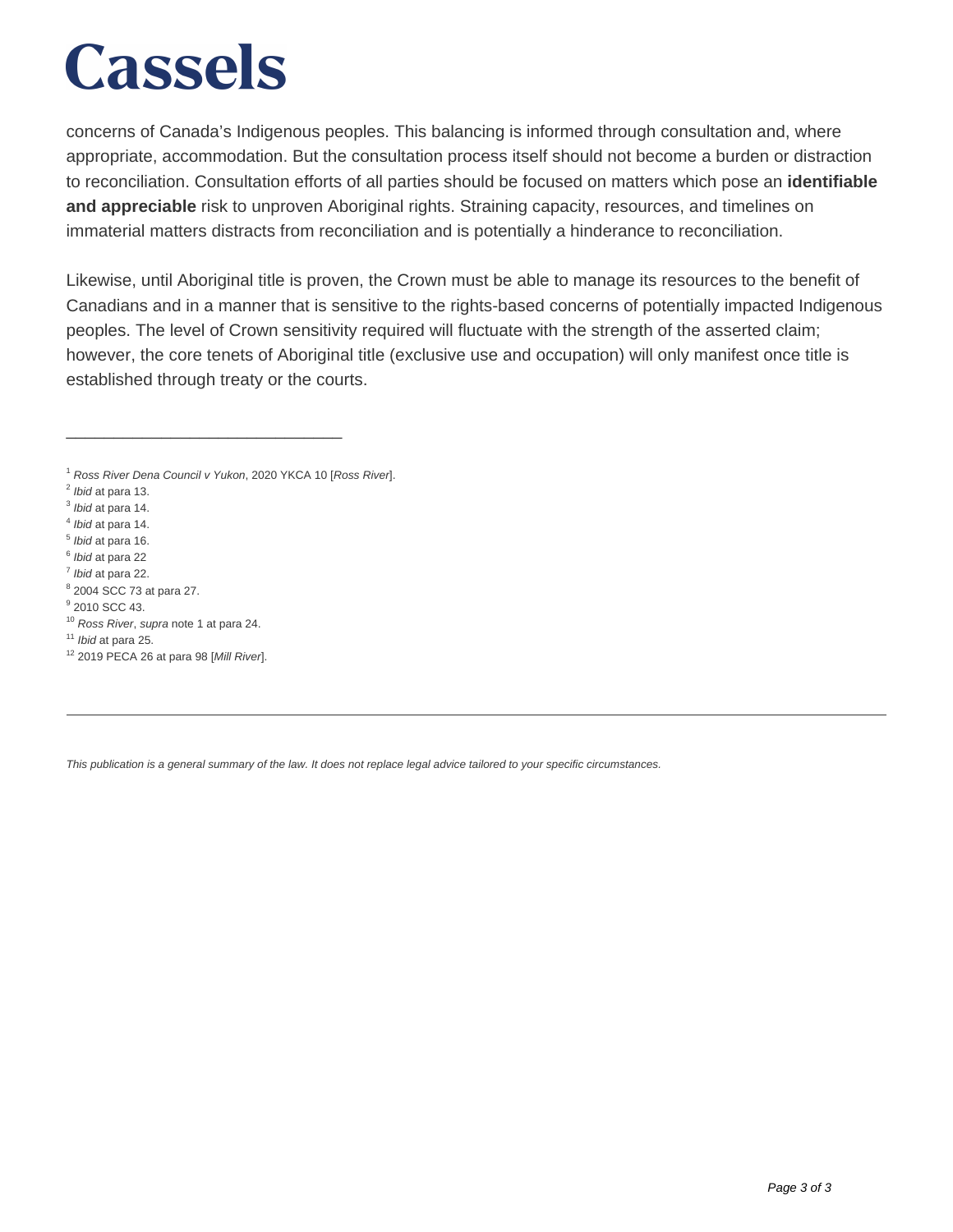concerns of Canada's Indigenous peoples. This balancing is informed through consultation and, where appropriate, accommodation. But the consultation process itself should not become a burden or distraction to reconciliation. Consultation efforts of all parties should be focused on matters which pose an **identifiable and appreciable** risk to unproven Aboriginal rights. Straining capacity, resources, and timelines on immaterial matters distracts from reconciliation and is potentially a hinderance to reconciliation.

Likewise, until Aboriginal title is proven, the Crown must be able to manage its resources to the benefit of Canadians and in a manner that is sensitive to the rights-based concerns of potentially impacted Indigenous peoples. The level of Crown sensitivity required will fluctuate with the strength of the asserted claim; however, the core tenets of Aboriginal title (exclusive use and occupation) will only manifest once title is established through treaty or the courts.

---

[1] *Ross River Dena Council v Yukon*, 2020 YKCA 10 [*Ross River*].
[2] *Ibid* at para 13.
[3] *Ibid* at para 14.
[4] *Ibid* at para 14.
[5] *Ibid* at para 16.
[6] *Ibid* at para 22
[7] *Ibid* at para 22.
[8] 2004 SCC 73 at para 27.
[9] 2010 SCC 43.
[10] *Ross River*, *supra* note 1 at para 24.
[11] *Ibid* at para 25.
[12] 2019 PECA 26 at para 98 [*Mill River*].

*This publication is a general summary of the law. It does not replace legal advice tailored to your specific circumstances.*